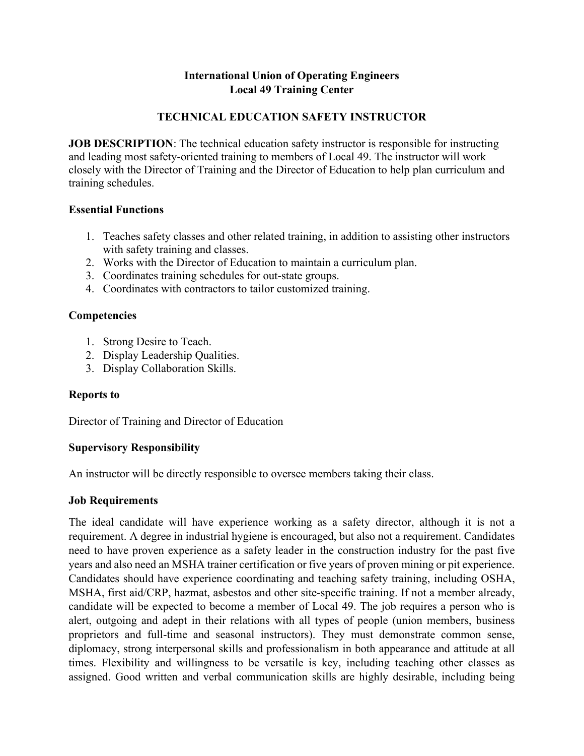**International Union of Operating Engineers**
**Local 49 Training Center**

# TECHNICAL EDUCATION SAFETY INSTRUCTOR

**JOB DESCRIPTION**: The technical education safety instructor is responsible for instructing and leading most safety-oriented training to members of Local 49. The instructor will work closely with the Director of Training and the Director of Education to help plan curriculum and training schedules.

## Essential Functions

1. Teaches safety classes and other related training, in addition to assisting other instructors with safety training and classes.
2. Works with the Director of Education to maintain a curriculum plan.
3. Coordinates training schedules for out-state groups.
4. Coordinates with contractors to tailor customized training.

## Competencies

1. Strong Desire to Teach.
2. Display Leadership Qualities.
3. Display Collaboration Skills.

## Reports to

Director of Training and Director of Education

## Supervisory Responsibility

An instructor will be directly responsible to oversee members taking their class.

## Job Requirements

The ideal candidate will have experience working as a safety director, although it is not a requirement. A degree in industrial hygiene is encouraged, but also not a requirement. Candidates need to have proven experience as a safety leader in the construction industry for the past five years and also need an MSHA trainer certification or five years of proven mining or pit experience. Candidates should have experience coordinating and teaching safety training, including OSHA, MSHA, first aid/CRP, hazmat, asbestos and other site-specific training. If not a member already, candidate will be expected to become a member of Local 49. The job requires a person who is alert, outgoing and adept in their relations with all types of people (union members, business proprietors and full-time and seasonal instructors). They must demonstrate common sense, diplomacy, strong interpersonal skills and professionalism in both appearance and attitude at all times. Flexibility and willingness to be versatile is key, including teaching other classes as assigned. Good written and verbal communication skills are highly desirable, including being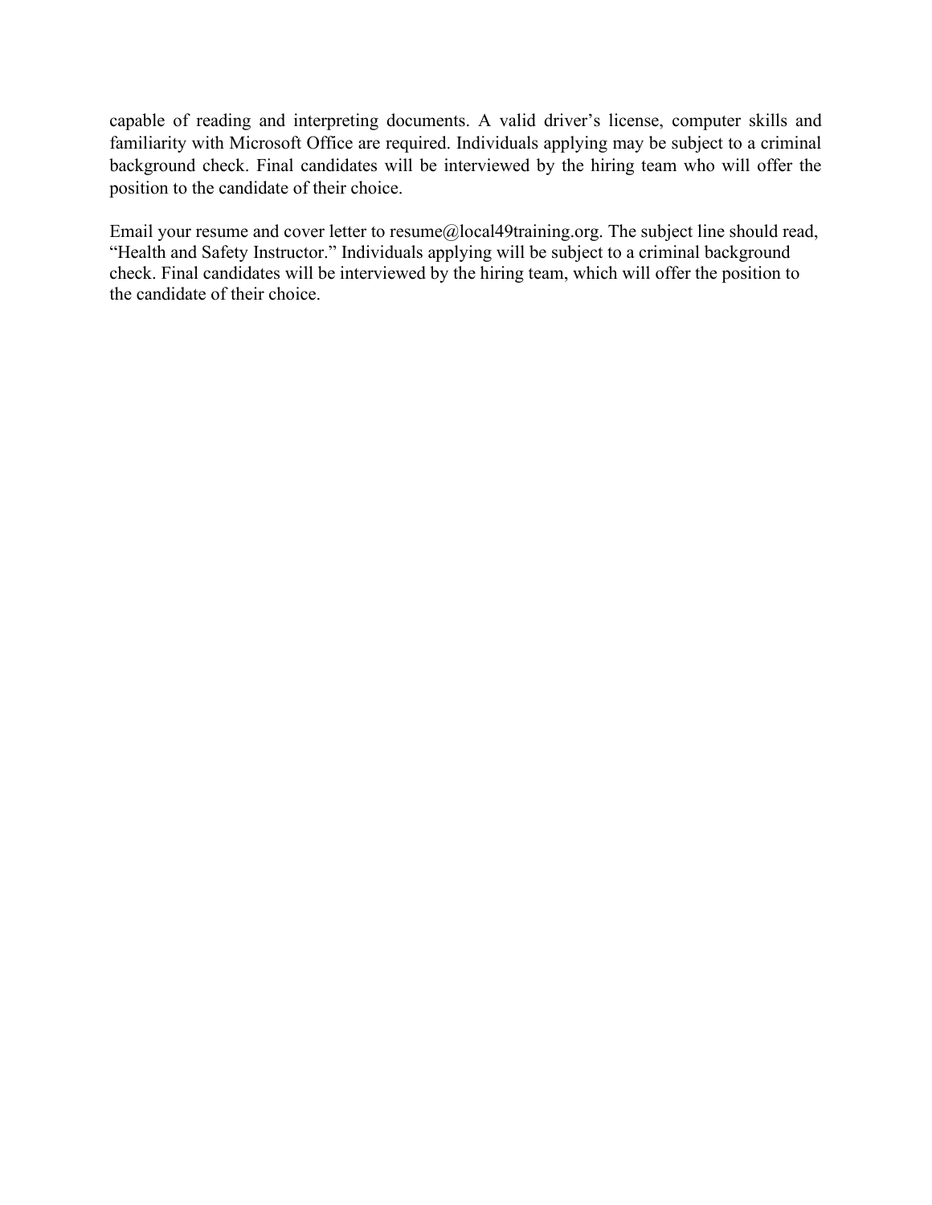capable of reading and interpreting documents. A valid driver's license, computer skills and familiarity with Microsoft Office are required. Individuals applying may be subject to a criminal background check. Final candidates will be interviewed by the hiring team who will offer the position to the candidate of their choice.

Email your resume and cover letter to resume@local49training.org. The subject line should read, "Health and Safety Instructor." Individuals applying will be subject to a criminal background check. Final candidates will be interviewed by the hiring team, which will offer the position to the candidate of their choice.